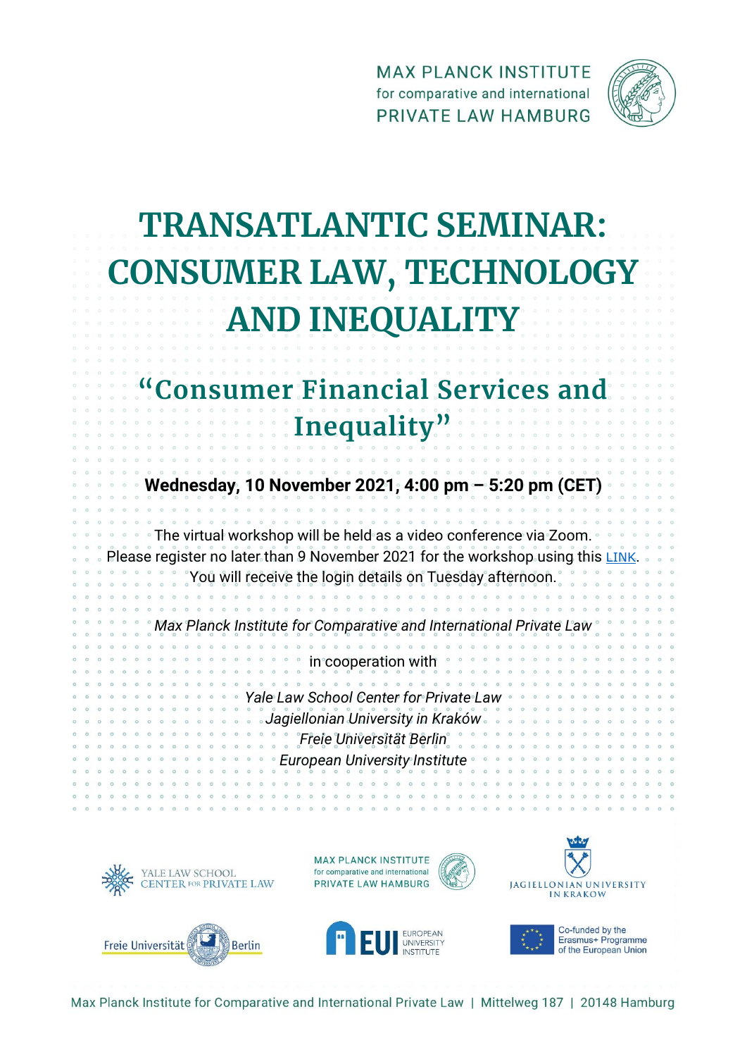MAX PLANCK INSTITUTE
for comparative and international
PRIVATE LAW HAMBURG

# TRANSATLANTIC SEMINAR: CONSUMER LAW, TECHNOLOGY AND INEQUALITY

## "Consumer Financial Services and Inequality"

**Wednesday, 10 November 2021, 4:00 pm – 5:20 pm (CET)**

The virtual workshop will be held as a video conference via Zoom.
Please register no later than 9 November 2021 for the workshop using this LINK.
You will receive the login details on Tuesday afternoon.

*Max Planck Institute for Comparative and International Private Law*

in cooperation with

*Yale Law School Center for Private Law*
*Jagiellonian University in Kraków*
*Freie Universität Berlin*
*European University Institute*

YALE LAW SCHOOL CENTER FOR PRIVATE LAW

MAX PLANCK INSTITUTE for comparative and international PRIVATE LAW HAMBURG

JAGIELLONIAN UNIVERSITY IN KRAKOW

Freie Universität Berlin

EUI EUROPEAN UNIVERSITY INSTITUTE

Co-funded by the Erasmus+ Programme of the European Union

Max Planck Institute for Comparative and International Private Law | Mittelweg 187 | 20148 Hamburg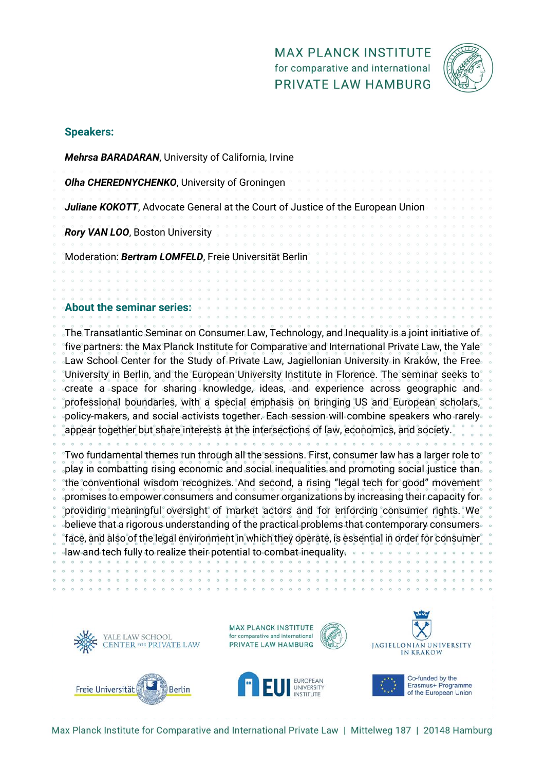## Speakers:

***Mehrsa BARADARAN***, University of California, Irvine

***Olha CHEREDNYCHENKO***, University of Groningen

***Juliane KOKOTT***, Advocate General at the Court of Justice of the European Union

***Rory VAN LOO***, Boston University

Moderation: ***Bertram LOMFELD***, Freie Universität Berlin

## About the seminar series:

The Transatlantic Seminar on Consumer Law, Technology, and Inequality is a joint initiative of five partners: the Max Planck Institute for Comparative and International Private Law, the Yale Law School Center for the Study of Private Law, Jagiellonian University in Kraków, the Free University in Berlin, and the European University Institute in Florence. The seminar seeks to create a space for sharing knowledge, ideas, and experience across geographic and professional boundaries, with a special emphasis on bringing US and European scholars, policy-makers, and social activists together. Each session will combine speakers who rarely appear together but share interests at the intersections of law, economics, and society.

Two fundamental themes run through all the sessions. First, consumer law has a larger role to play in combatting rising economic and social inequalities and promoting social justice than the conventional wisdom recognizes. And second, a rising "legal tech for good" movement promises to empower consumers and consumer organizations by increasing their capacity for providing meaningful oversight of market actors and for enforcing consumer rights. We believe that a rigorous understanding of the practical problems that contemporary consumers face, and also of the legal environment in which they operate, is essential in order for consumer law and tech fully to realize their potential to combat inequality.

Co-funded by the Erasmus+ Programme of the European Union